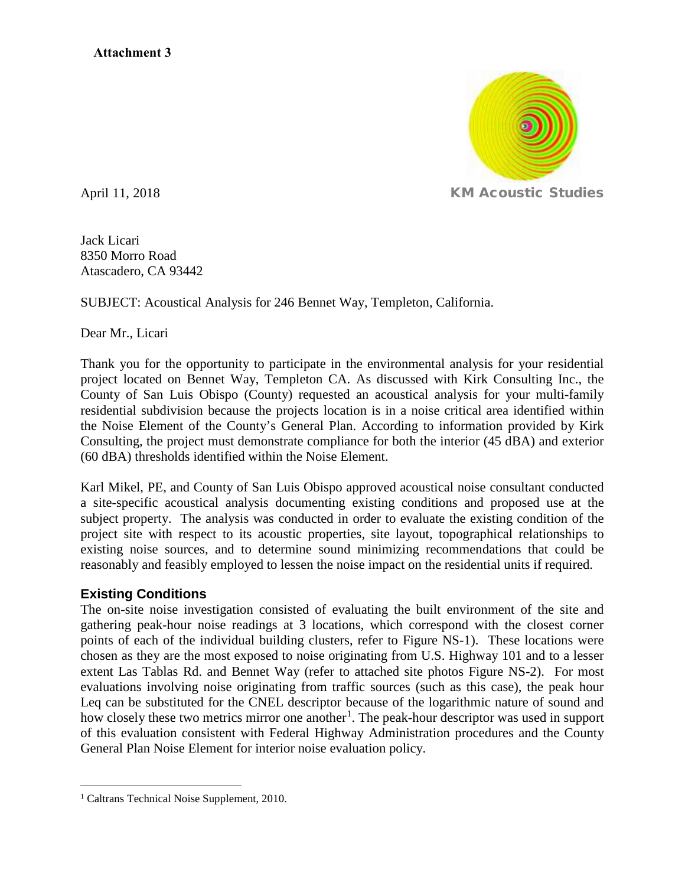**Attachment 3**

April 11, 2018

KM Acoustic Studies

Jack Licari
8350 Morro Road
Atascadero, CA 93442

SUBJECT: Acoustical Analysis for 246 Bennet Way, Templeton, California.

Dear Mr., Licari

Thank you for the opportunity to participate in the environmental analysis for your residential project located on Bennet Way, Templeton CA. As discussed with Kirk Consulting Inc., the County of San Luis Obispo (County) requested an acoustical analysis for your multi-family residential subdivision because the projects location is in a noise critical area identified within the Noise Element of the County's General Plan. According to information provided by Kirk Consulting, the project must demonstrate compliance for both the interior (45 dBA) and exterior (60 dBA) thresholds identified within the Noise Element.

Karl Mikel, PE, and County of San Luis Obispo approved acoustical noise consultant conducted a site-specific acoustical analysis documenting existing conditions and proposed use at the subject property. The analysis was conducted in order to evaluate the existing condition of the project site with respect to its acoustic properties, site layout, topographical relationships to existing noise sources, and to determine sound minimizing recommendations that could be reasonably and feasibly employed to lessen the noise impact on the residential units if required.

## Existing Conditions

The on-site noise investigation consisted of evaluating the built environment of the site and gathering peak-hour noise readings at 3 locations, which correspond with the closest corner points of each of the individual building clusters, refer to Figure NS-1). These locations were chosen as they are the most exposed to noise originating from U.S. Highway 101 and to a lesser extent Las Tablas Rd. and Bennet Way (refer to attached site photos Figure NS-2). For most evaluations involving noise originating from traffic sources (such as this case), the peak hour Leq can be substituted for the CNEL descriptor because of the logarithmic nature of sound and how closely these two metrics mirror one another[1]. The peak-hour descriptor was used in support of this evaluation consistent with Federal Highway Administration procedures and the County General Plan Noise Element for interior noise evaluation policy.

[1] Caltrans Technical Noise Supplement, 2010.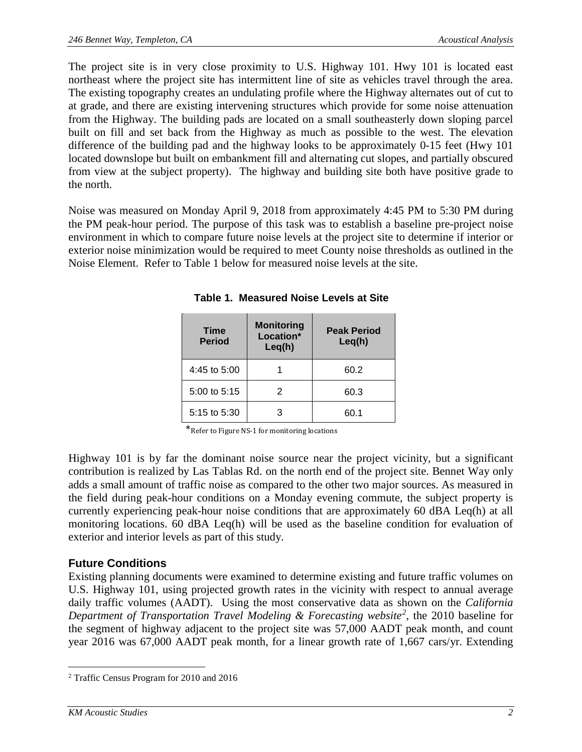The project site is in very close proximity to U.S. Highway 101. Hwy 101 is located east northeast where the project site has intermittent line of site as vehicles travel through the area. The existing topography creates an undulating profile where the Highway alternates out of cut to at grade, and there are existing intervening structures which provide for some noise attenuation from the Highway. The building pads are located on a small southeasterly down sloping parcel built on fill and set back from the Highway as much as possible to the west. The elevation difference of the building pad and the highway looks to be approximately 0-15 feet (Hwy 101 located downslope but built on embankment fill and alternating cut slopes, and partially obscured from view at the subject property). The highway and building site both have positive grade to the north.

Noise was measured on Monday April 9, 2018 from approximately 4:45 PM to 5:30 PM during the PM peak-hour period. The purpose of this task was to establish a baseline pre-project noise environment in which to compare future noise levels at the project site to determine if interior or exterior noise minimization would be required to meet County noise thresholds as outlined in the Noise Element. Refer to Table 1 below for measured noise levels at the site.

**Table 1. Measured Noise Levels at Site**

| Time Period | Monitoring Location* Leq(h) | Peak Period Leq(h) |
|---|---|---|
| 4:45 to 5:00 | 1 | 60.2 |
| 5:00 to 5:15 | 2 | 60.3 |
| 5:15 to 5:30 | 3 | 60.1 |

*Refer to Figure NS-1 for monitoring locations

Highway 101 is by far the dominant noise source near the project vicinity, but a significant contribution is realized by Las Tablas Rd. on the north end of the project site. Bennet Way only adds a small amount of traffic noise as compared to the other two major sources. As measured in the field during peak-hour conditions on a Monday evening commute, the subject property is currently experiencing peak-hour noise conditions that are approximately 60 dBA Leq(h) at all monitoring locations. 60 dBA Leq(h) will be used as the baseline condition for evaluation of exterior and interior levels as part of this study.

### Future Conditions

Existing planning documents were examined to determine existing and future traffic volumes on U.S. Highway 101, using projected growth rates in the vicinity with respect to annual average daily traffic volumes (AADT). Using the most conservative data as shown on the *California Department of Transportation Travel Modeling & Forecasting website*[2], the 2010 baseline for the segment of highway adjacent to the project site was 57,000 AADT peak month, and count year 2016 was 67,000 AADT peak month, for a linear growth rate of 1,667 cars/yr. Extending

[2] Traffic Census Program for 2010 and 2016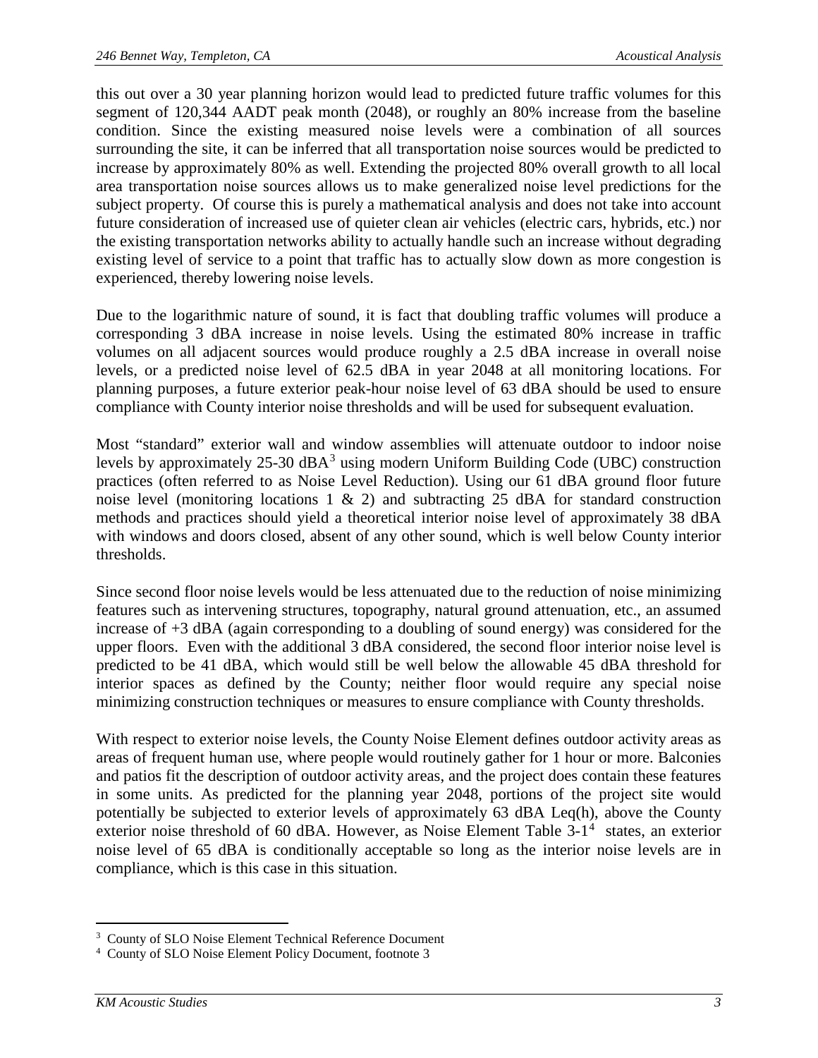this out over a 30 year planning horizon would lead to predicted future traffic volumes for this segment of 120,344 AADT peak month (2048), or roughly an 80% increase from the baseline condition. Since the existing measured noise levels were a combination of all sources surrounding the site, it can be inferred that all transportation noise sources would be predicted to increase by approximately 80% as well. Extending the projected 80% overall growth to all local area transportation noise sources allows us to make generalized noise level predictions for the subject property. Of course this is purely a mathematical analysis and does not take into account future consideration of increased use of quieter clean air vehicles (electric cars, hybrids, etc.) nor the existing transportation networks ability to actually handle such an increase without degrading existing level of service to a point that traffic has to actually slow down as more congestion is experienced, thereby lowering noise levels.

Due to the logarithmic nature of sound, it is fact that doubling traffic volumes will produce a corresponding 3 dBA increase in noise levels. Using the estimated 80% increase in traffic volumes on all adjacent sources would produce roughly a 2.5 dBA increase in overall noise levels, or a predicted noise level of 62.5 dBA in year 2048 at all monitoring locations. For planning purposes, a future exterior peak-hour noise level of 63 dBA should be used to ensure compliance with County interior noise thresholds and will be used for subsequent evaluation.

Most "standard" exterior wall and window assemblies will attenuate outdoor to indoor noise levels by approximately 25-30 dBA[3] using modern Uniform Building Code (UBC) construction practices (often referred to as Noise Level Reduction). Using our 61 dBA ground floor future noise level (monitoring locations 1 & 2) and subtracting 25 dBA for standard construction methods and practices should yield a theoretical interior noise level of approximately 38 dBA with windows and doors closed, absent of any other sound, which is well below County interior thresholds.

Since second floor noise levels would be less attenuated due to the reduction of noise minimizing features such as intervening structures, topography, natural ground attenuation, etc., an assumed increase of +3 dBA (again corresponding to a doubling of sound energy) was considered for the upper floors. Even with the additional 3 dBA considered, the second floor interior noise level is predicted to be 41 dBA, which would still be well below the allowable 45 dBA threshold for interior spaces as defined by the County; neither floor would require any special noise minimizing construction techniques or measures to ensure compliance with County thresholds.

With respect to exterior noise levels, the County Noise Element defines outdoor activity areas as areas of frequent human use, where people would routinely gather for 1 hour or more. Balconies and patios fit the description of outdoor activity areas, and the project does contain these features in some units. As predicted for the planning year 2048, portions of the project site would potentially be subjected to exterior levels of approximately 63 dBA Leq(h), above the County exterior noise threshold of 60 dBA. However, as Noise Element Table 3-1[4] states, an exterior noise level of 65 dBA is conditionally acceptable so long as the interior noise levels are in compliance, which is this case in this situation.

---

[3] County of SLO Noise Element Technical Reference Document

[4] County of SLO Noise Element Policy Document, footnote 3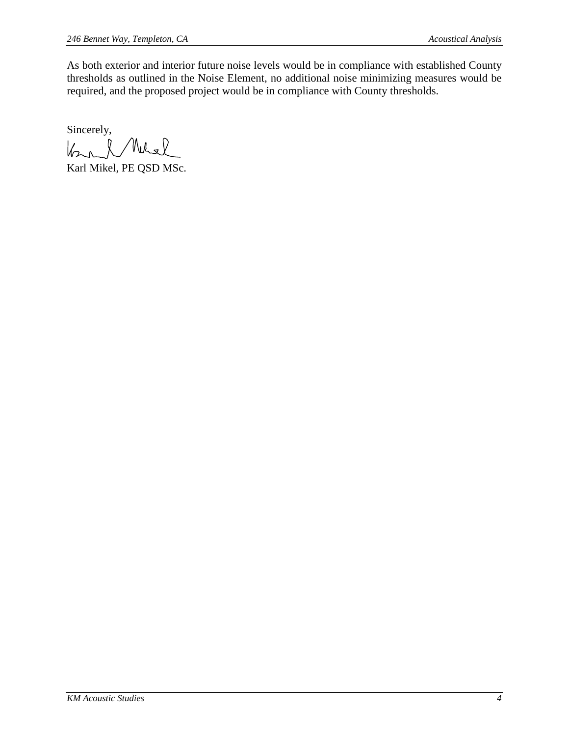As both exterior and interior future noise levels would be in compliance with established County thresholds as outlined in the Noise Element, no additional noise minimizing measures would be required, and the proposed project would be in compliance with County thresholds.

Sincerely,

Karl Mikel, PE QSD MSc.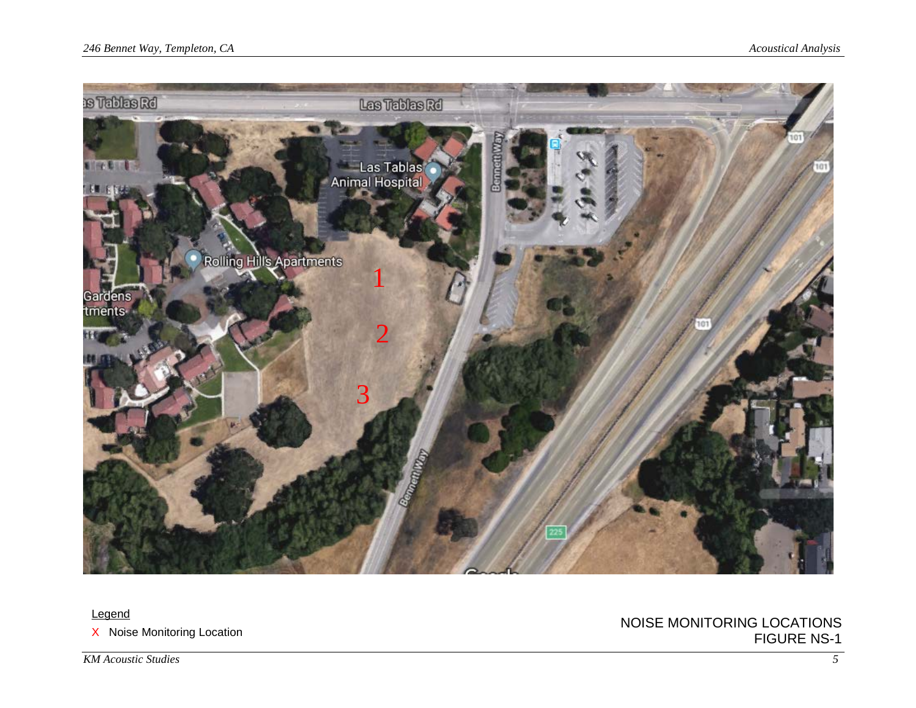Las Tablas Rd

Las Tablas Rd

Las Tablas Animal Hospital

Bennett Way

Rolling Hills Apartments

Gardens
tments

1

2

3

Bennett Way

101

101

101

225

Legend

X Noise Monitoring Location

NOISE MONITORING LOCATIONS
FIGURE NS-1